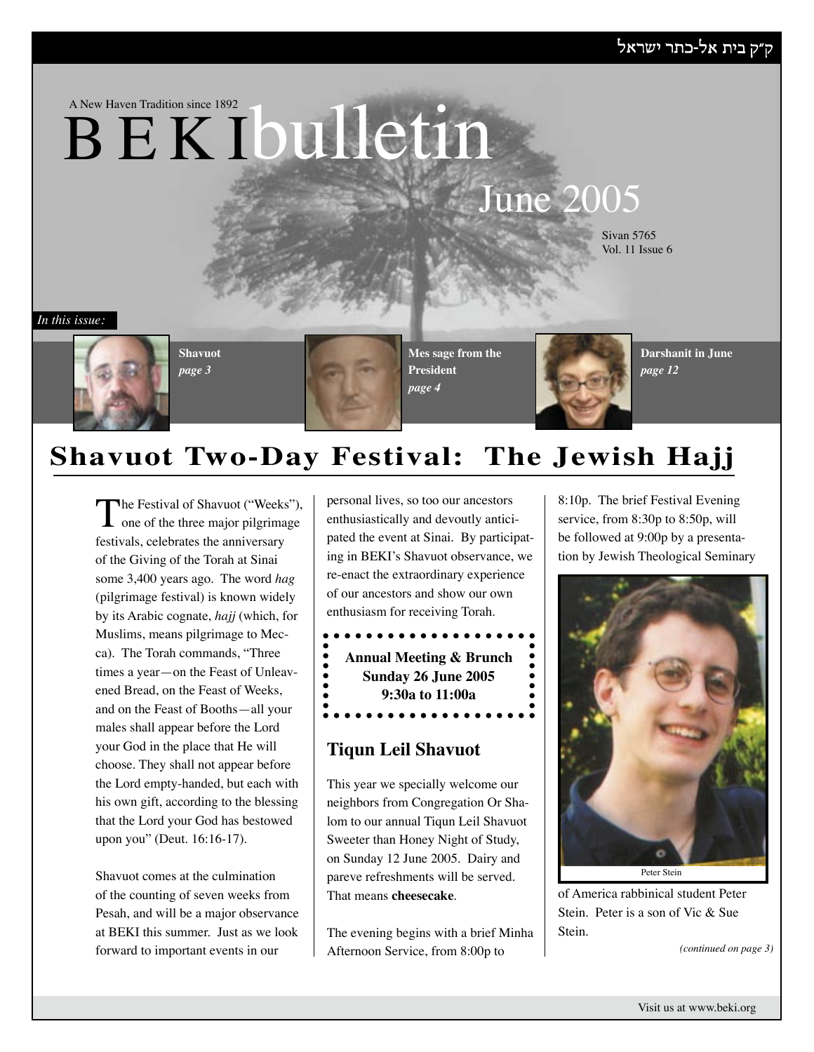ק״ק בית אל-כתר ישראל

A New Haven Tradition since 1892

# BEKI bulletin

June 2005

Sivan 5765
Vol. 11 Issue 6

*In this issue:*

**Shavuot** *page 3*

**Mes sage from the President** *page 4*

**Darshanit in June** *page 12*

## Shavuot Two-Day Festival: The Jewish Hajj

The Festival of Shavuot ("Weeks"), one of the three major pilgrimage festivals, celebrates the anniversary of the Giving of the Torah at Sinai some 3,400 years ago. The word *hag* (pilgrimage festival) is known widely by its Arabic cognate, *hajj* (which, for Muslims, means pilgrimage to Mecca). The Torah commands, "Three times a year—on the Feast of Unleavened Bread, on the Feast of Weeks, and on the Feast of Booths—all your males shall appear before the Lord your God in the place that He will choose. They shall not appear before the Lord empty-handed, but each with his own gift, according to the blessing that the Lord your God has bestowed upon you" (Deut. 16:16-17).

Shavuot comes at the culmination of the counting of seven weeks from Pesah, and will be a major observance at BEKI this summer. Just as we look forward to important events in our personal lives, so too our ancestors enthusiastically and devoutly anticipated the event at Sinai. By participating in BEKI's Shavuot observance, we re-enact the extraordinary experience of our ancestors and show our own enthusiasm for receiving Torah.

**Annual Meeting & Brunch**
**Sunday 26 June 2005**
**9:30a to 11:00a**

### Tiqun Leil Shavuot

This year we specially welcome our neighbors from Congregation Or Shalom to our annual Tiqun Leil Shavuot Sweeter than Honey Night of Study, on Sunday 12 June 2005. Dairy and pareve refreshments will be served. That means **cheesecake**.

The evening begins with a brief Minha Afternoon Service, from 8:00p to 8:10p. The brief Festival Evening service, from 8:30p to 8:50p, will be followed at 9:00p by a presentation by Jewish Theological Seminary of America rabbinical student Peter Stein. Peter is a son of Vic & Sue Stein.

Peter Stein

*(continued on page 3)*

Visit us at www.beki.org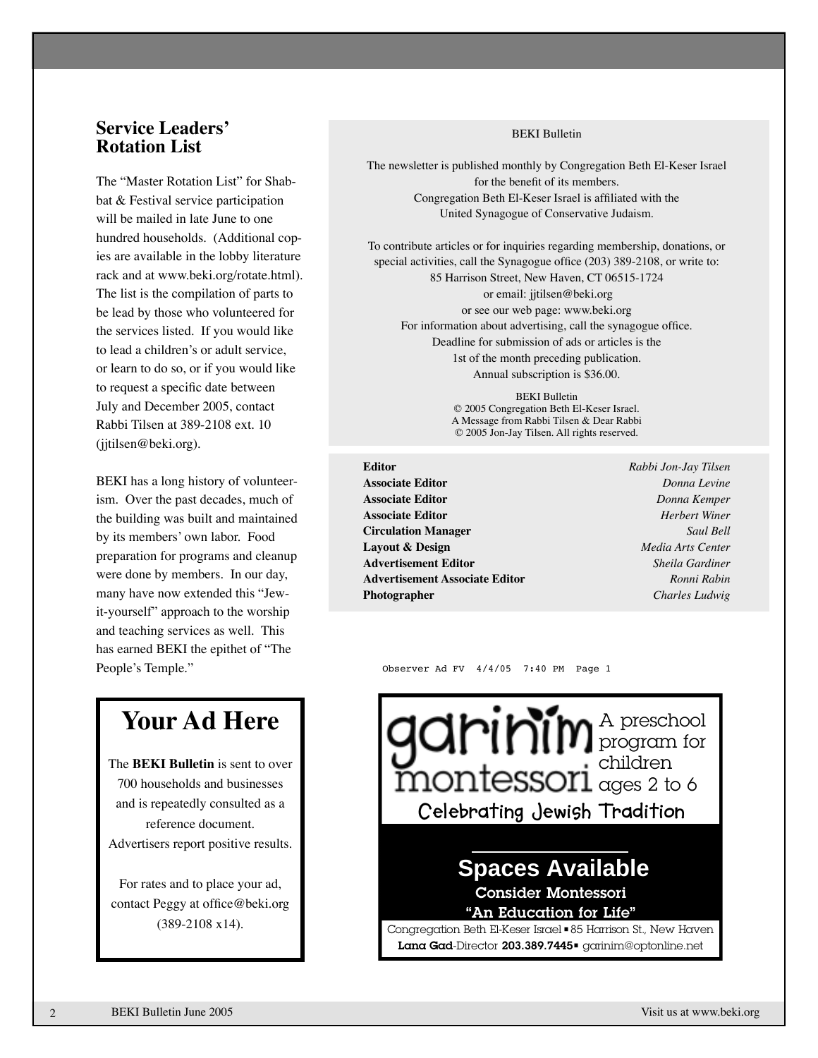## Service Leaders' Rotation List

The "Master Rotation List" for Shabbat & Festival service participation will be mailed in late June to one hundred households. (Additional copies are available in the lobby literature rack and at www.beki.org/rotate.html). The list is the compilation of parts to be lead by those who volunteered for the services listed. If you would like to lead a children's or adult service, or learn to do so, or if you would like to request a specific date between July and December 2005, contact Rabbi Tilsen at 389-2108 ext. 10 (jjtilsen@beki.org).

BEKI has a long history of volunteerism. Over the past decades, much of the building was built and maintained by its members' own labor. Food preparation for programs and cleanup were done by members. In our day, many have now extended this "Jew-it-yourself" approach to the worship and teaching services as well. This has earned BEKI the epithet of "The People's Temple."

## Your Ad Here

The **BEKI Bulletin** is sent to over 700 households and businesses and is repeatedly consulted as a reference document. Advertisers report positive results.

For rates and to place your ad, contact Peggy at office@beki.org (389-2108 x14).

BEKI Bulletin

The newsletter is published monthly by Congregation Beth El-Keser Israel for the benefit of its members. Congregation Beth El-Keser Israel is affiliated with the United Synagogue of Conservative Judaism.

To contribute articles or for inquiries regarding membership, donations, or special activities, call the Synagogue office (203) 389-2108, or write to: 85 Harrison Street, New Haven, CT 06515-1724 or email: jjtilsen@beki.org or see our web page: www.beki.org

For information about advertising, call the synagogue office. Deadline for submission of ads or articles is the 1st of the month preceding publication. Annual subscription is $36.00.

BEKI Bulletin
© 2005 Congregation Beth El-Keser Israel.
A Message from Rabbi Tilsen & Dear Rabbi
© 2005 Jon-Jay Tilsen. All rights reserved.

| | |
|---|---|
| **Editor** | *Rabbi Jon-Jay Tilsen* |
| **Associate Editor** | *Donna Levine* |
| **Associate Editor** | *Donna Kemper* |
| **Associate Editor** | *Herbert Winer* |
| **Circulation Manager** | *Saul Bell* |
| **Layout & Design** | *Media Arts Center* |
| **Advertisement Editor** | *Sheila Gardiner* |
| **Advertisement Associate Editor** | *Ronni Rabin* |
| **Photographer** | *Charles Ludwig* |

Observer Ad FV 4/4/05 7:40 PM Page 1

garinim montessori — A preschool program for children ages 2 to 6

Celebrating Jewish Tradition

**Spaces Available**

**Consider Montessori**

**"An Education for Life"**

Congregation Beth El-Keser Israel ▪ 85 Harrison St., New Haven

**Lana Gad**-Director **203.389.7445** ▪ garinim@optonline.net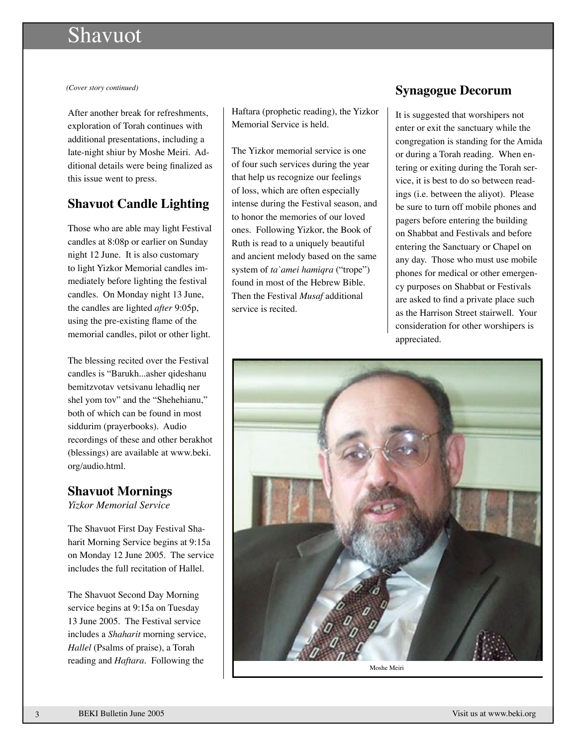# Shavuot

*(Cover story continued)*

After another break for refreshments, exploration of Torah continues with additional presentations, including a late-night shiur by Moshe Meiri. Additional details were being finalized as this issue went to press.

## Shavuot Candle Lighting

Those who are able may light Festival candles at 8:08p or earlier on Sunday night 12 June. It is also customary to light Yizkor Memorial candles immediately before lighting the festival candles. On Monday night 13 June, the candles are lighted *after* 9:05p, using the pre-existing flame of the memorial candles, pilot or other light.

The blessing recited over the Festival candles is "Barukh...asher qideshanu bemitzvotav vetsivanu lehadliq ner shel yom tov" and the "Shehehianu," both of which can be found in most siddurim (prayerbooks). Audio recordings of these and other berakhot (blessings) are available at www.beki.org/audio.html.

## Shavuot Mornings

*Yizkor Memorial Service*

The Shavuot First Day Festival Shaharit Morning Service begins at 9:15a on Monday 12 June 2005. The service includes the full recitation of Hallel.

The Shavuot Second Day Morning service begins at 9:15a on Tuesday 13 June 2005. The Festival service includes a *Shaharit* morning service, *Hallel* (Psalms of praise), a Torah reading and *Haftara*. Following the Haftara (prophetic reading), the Yizkor Memorial Service is held.

The Yizkor memorial service is one of four such services during the year that help us recognize our feelings of loss, which are often especially intense during the Festival season, and to honor the memories of our loved ones. Following Yizkor, the Book of Ruth is read to a uniquely beautiful and ancient melody based on the same system of *ta`amei hamiqra* ("trope") found in most of the Hebrew Bible. Then the Festival *Musaf* additional service is recited.

## Synagogue Decorum

It is suggested that worshipers not enter or exit the sanctuary while the congregation is standing for the Amida or during a Torah reading. When entering or exiting during the Torah service, it is best to do so between readings (i.e. between the aliyot). Please be sure to turn off mobile phones and pagers before entering the building on Shabbat and Festivals and before entering the Sanctuary or Chapel on any day. Those who must use mobile phones for medical or other emergency purposes on Shabbat or Festivals are asked to find a private place such as the Harrison Street stairwell. Your consideration for other worshipers is appreciated.

Moshe Meiri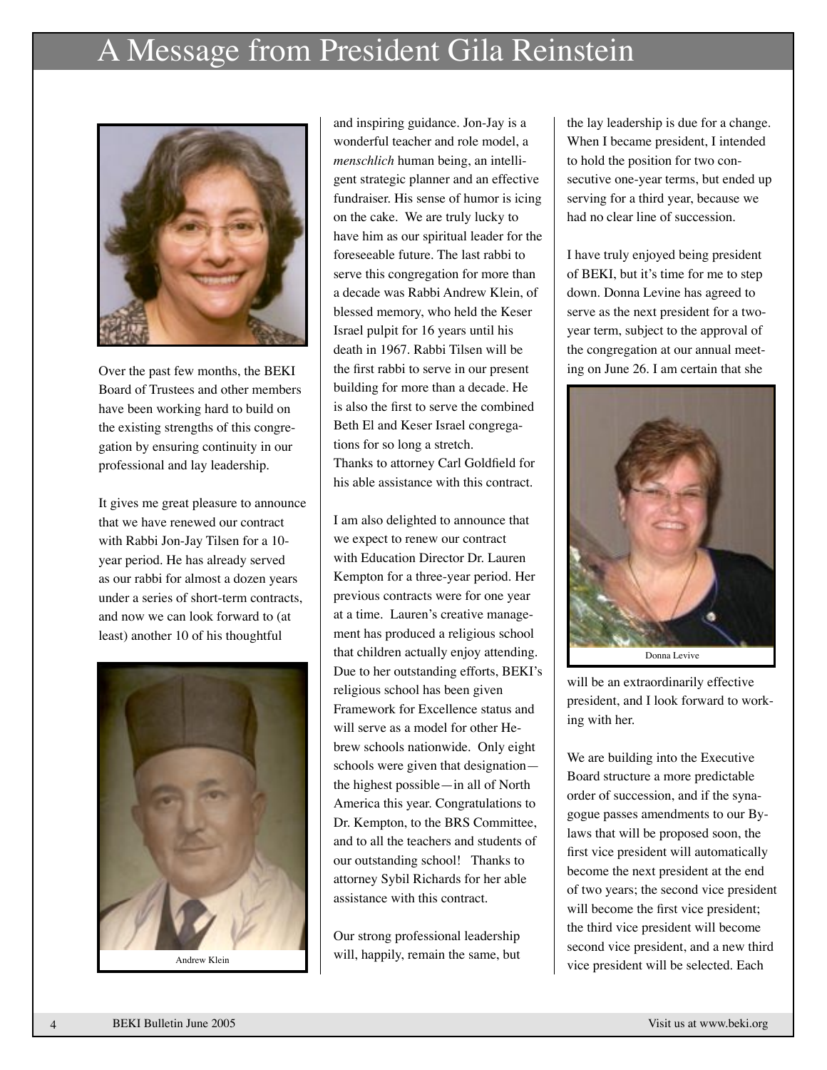# A Message from President Gila Reinstein

Over the past few months, the BEKI Board of Trustees and other members have been working hard to build on the existing strengths of this congregation by ensuring continuity in our professional and lay leadership.

It gives me great pleasure to announce that we have renewed our contract with Rabbi Jon-Jay Tilsen for a 10-year period. He has already served as our rabbi for almost a dozen years under a series of short-term contracts, and now we can look forward to (at least) another 10 of his thoughtful and inspiring guidance. Jon-Jay is a wonderful teacher and role model, a *menschlich* human being, an intelligent strategic planner and an effective fundraiser. His sense of humor is icing on the cake. We are truly lucky to have him as our spiritual leader for the foreseeable future. The last rabbi to serve this congregation for more than a decade was Rabbi Andrew Klein, of blessed memory, who held the Keser Israel pulpit for 16 years until his death in 1967. Rabbi Tilsen will be the first rabbi to serve in our present building for more than a decade. He is also the first to serve the combined Beth El and Keser Israel congregations for so long a stretch. Thanks to attorney Carl Goldfield for his able assistance with this contract.

Andrew Klein

I am also delighted to announce that we expect to renew our contract with Education Director Dr. Lauren Kempton for a three-year period. Her previous contracts were for one year at a time. Lauren's creative management has produced a religious school that children actually enjoy attending. Due to her outstanding efforts, BEKI's religious school has been given Framework for Excellence status and will serve as a model for other Hebrew schools nationwide. Only eight schools were given that designation—the highest possible—in all of North America this year. Congratulations to Dr. Kempton, to the BRS Committee, and to all the teachers and students of our outstanding school! Thanks to attorney Sybil Richards for her able assistance with this contract.

Our strong professional leadership will, happily, remain the same, but the lay leadership is due for a change. When I became president, I intended to hold the position for two consecutive one-year terms, but ended up serving for a third year, because we had no clear line of succession.

I have truly enjoyed being president of BEKI, but it's time for me to step down. Donna Levine has agreed to serve as the next president for a two-year term, subject to the approval of the congregation at our annual meeting on June 26. I am certain that she will be an extraordinarily effective president, and I look forward to working with her.

Donna Levive

We are building into the Executive Board structure a more predictable order of succession, and if the synagogue passes amendments to our By-laws that will be proposed soon, the first vice president will automatically become the next president at the end of two years; the second vice president will become the first vice president; the third vice president will become second vice president, and a new third vice president will be selected. Each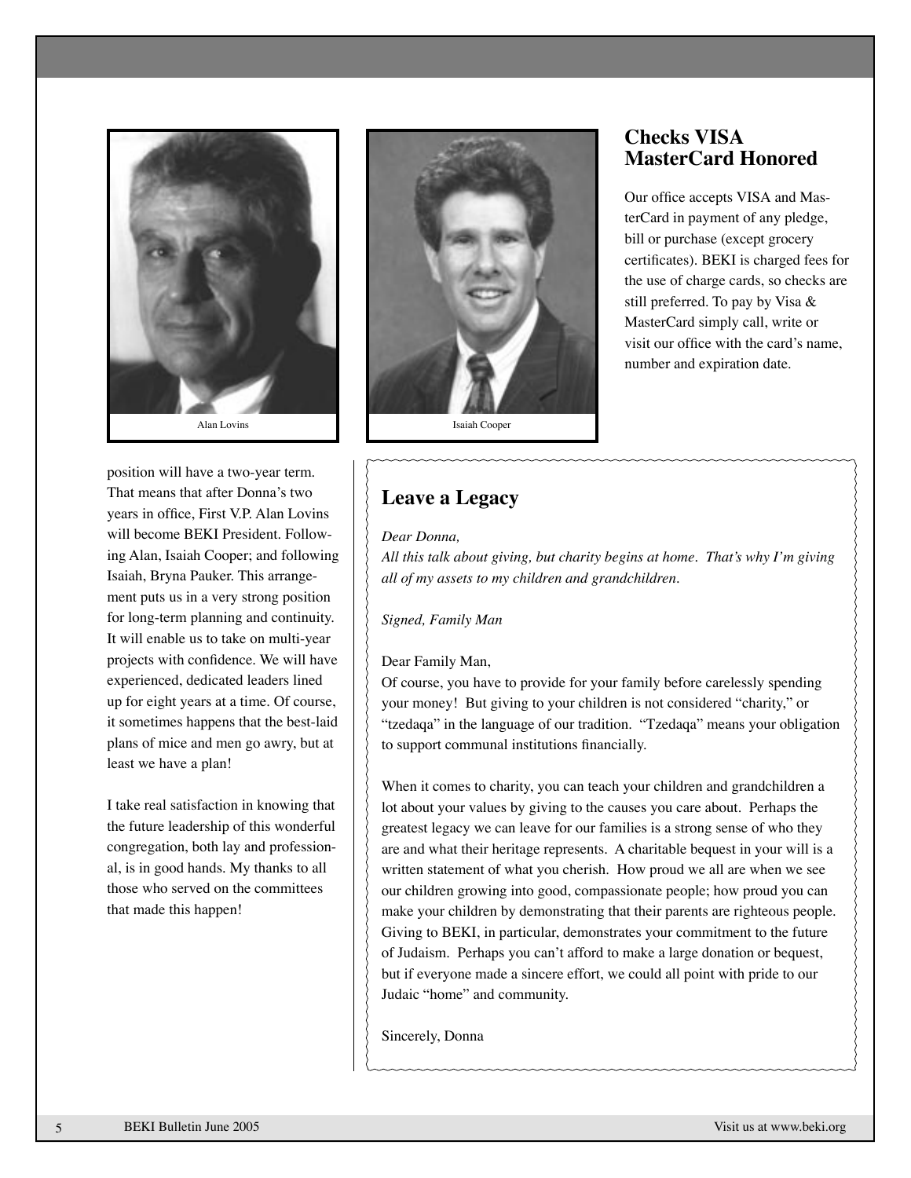Alan Lovins

Isaiah Cooper

position will have a two-year term. That means that after Donna's two years in office, First V.P. Alan Lovins will become BEKI President. Following Alan, Isaiah Cooper; and following Isaiah, Bryna Pauker. This arrangement puts us in a very strong position for long-term planning and continuity. It will enable us to take on multi-year projects with confidence. We will have experienced, dedicated leaders lined up for eight years at a time. Of course, it sometimes happens that the best-laid plans of mice and men go awry, but at least we have a plan!

I take real satisfaction in knowing that the future leadership of this wonderful congregation, both lay and professional, is in good hands. My thanks to all those who served on the committees that made this happen!

## Checks VISA MasterCard Honored

Our office accepts VISA and MasterCard in payment of any pledge, bill or purchase (except grocery certificates). BEKI is charged fees for the use of charge cards, so checks are still preferred. To pay by Visa & MasterCard simply call, write or visit our office with the card's name, number and expiration date.

## Leave a Legacy

*Dear Donna,*
*All this talk about giving, but charity begins at home. That's why I'm giving all of my assets to my children and grandchildren.*

*Signed, Family Man*

Dear Family Man,
Of course, you have to provide for your family before carelessly spending your money! But giving to your children is not considered "charity," or "tzedaqa" in the language of our tradition. "Tzedaqa" means your obligation to support communal institutions financially.

When it comes to charity, you can teach your children and grandchildren a lot about your values by giving to the causes you care about. Perhaps the greatest legacy we can leave for our families is a strong sense of who they are and what their heritage represents. A charitable bequest in your will is a written statement of what you cherish. How proud we all are when we see our children growing into good, compassionate people; how proud you can make your children by demonstrating that their parents are righteous people. Giving to BEKI, in particular, demonstrates your commitment to the future of Judaism. Perhaps you can't afford to make a large donation or bequest, but if everyone made a sincere effort, we could all point with pride to our Judaic "home" and community.

Sincerely, Donna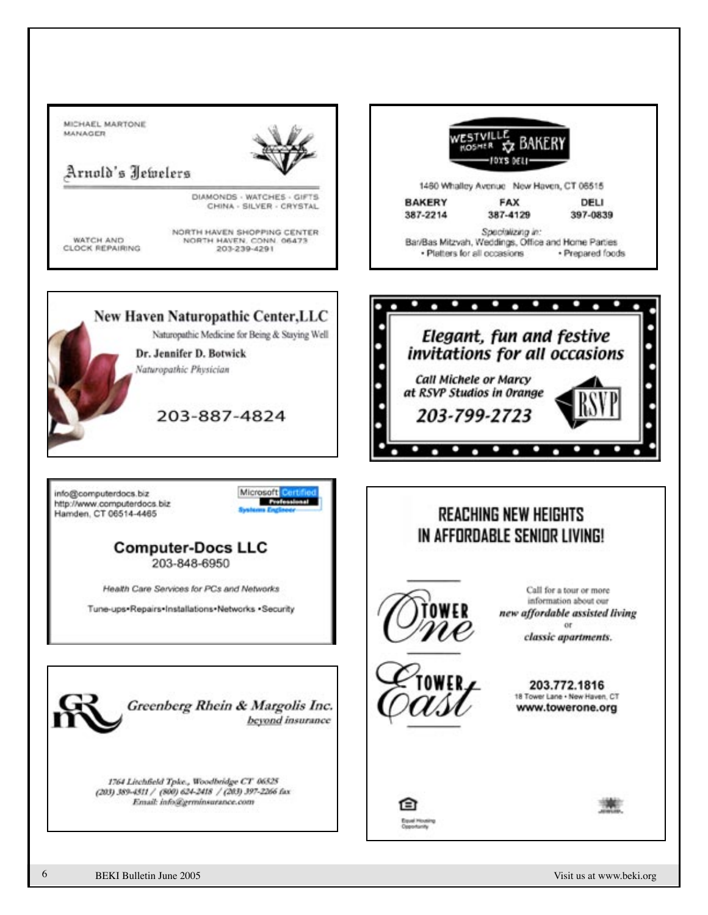MICHAEL MARTONE
MANAGER

**Arnold's Jewelers**

DIAMONDS · WATCHES · GIFTS
CHINA · SILVER · CRYSTAL

WATCH AND
CLOCK REPAIRING

NORTH HAVEN SHOPPING CENTER
NORTH HAVEN, CONN. 06473
203-239-4291

---

**WESTVILLE KOSHER BAKERY**
JOY'S DELI

1460 Whalley Avenue New Haven, CT 06515

| BAKERY | FAX | DELI |
|---|---|---|
| 387-2214 | 387-4129 | 397-0839 |

*Specializing in:*
Bar/Bas Mitzvah, Weddings, Office and Home Parties
• Platters for all occasions • Prepared foods

---

**New Haven Naturopathic Center,LLC**

Naturopathic Medicine for Being & Staying Well

**Dr. Jennifer D. Botwick**

*Naturopathic Physician*

203-887-4824

---

***Elegant, fun and festive invitations for all occasions***

*Call Michele or Marcy at RSVP Studios in Orange*

***203-799-2723***

RSVP

---

info@computerdocs.biz
http://www.computerdocs.biz
Hamden, CT 06514-4465

Microsoft Certified Professional Systems Engineer

**Computer-Docs LLC**
203-848-6950

*Health Care Services for PCs and Networks*

Tune-ups•Repairs•Installations•Networks •Security

---

**REACHING NEW HEIGHTS IN AFFORDABLE SENIOR LIVING!**

**Tower One**
**Tower East**

Call for a tour or more information about our *new affordable assisted living* or *classic apartments.*

**203.772.1816**
18 Tower Lane • New Haven, CT
**www.towerone.org**

Equal Housing Opportunity

---

*Greenberg Rhein & Margolis Inc.*
*beyond insurance*

*1764 Litchfield Tpke., Woodbridge CT 06525*
*(203) 389-4511 / (800) 624-2418 / (203) 397-2266 fax*
*Email: info@grminsurance.com*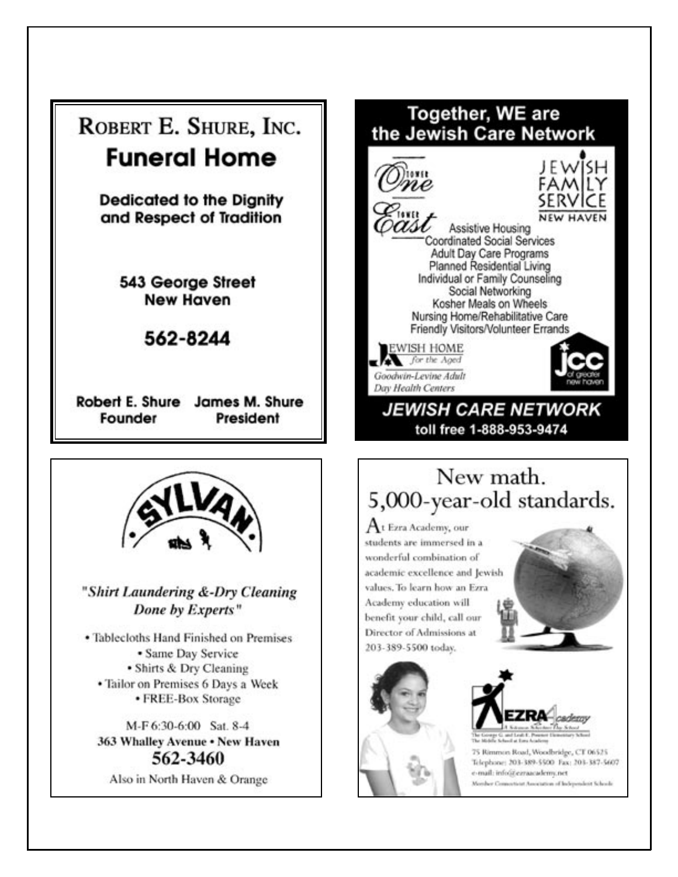## ROBERT E. SHURE, INC.

### Funeral Home

**Dedicated to the Dignity and Respect of Tradition**

**543 George Street**
**New Haven**

**562-8244**

**Robert E. Shure** — Founder
**James M. Shure** — President

---

## Together, WE are the Jewish Care Network

Tower One
Tower East

JEWISH FAMILY SERVICE
NEW HAVEN

- Assistive Housing
- Coordinated Social Services
- Adult Day Care Programs
- Planned Residential Living
- Individual or Family Counseling
- Social Networking
- Kosher Meals on Wheels
- Nursing Home/Rehabilitative Care
- Friendly Visitors/Volunteer Errands

JEWISH HOME for the Aged
Goodwin-Levine Adult Day Health Centers

jcc of greater new haven

**JEWISH CARE NETWORK**

**toll free 1-888-953-9474**

---

## SYLVAN

***"Shirt Laundering &-Dry Cleaning Done by Experts"***

- Tablecloths Hand Finished on Premises
- Same Day Service
- Shirts & Dry Cleaning
- Tailor on Premises 6 Days a Week
- FREE-Box Storage

M-F 6:30-6:00 Sat. 8-4

**363 Whalley Avenue • New Haven**

**562-3460**

Also in North Haven & Orange

---

## New math. 5,000-year-old standards.

At Ezra Academy, our students are immersed in a wonderful combination of academic excellence and Jewish values. To learn how an Ezra Academy education will benefit your child, call our Director of Admissions at 203-389-5500 today.

EZRA Academy
A Solomon Schechter Day School
The George G. and Leah E. Posner Elementary School
The Middle School at Ezra Academy

75 Rimmon Road, Woodbridge, CT 06525
Telephone: 203-389-5500 Fax: 203-387-5607
e-mail: info@ezraacademy.net
Member Connecticut Association of Independent Schools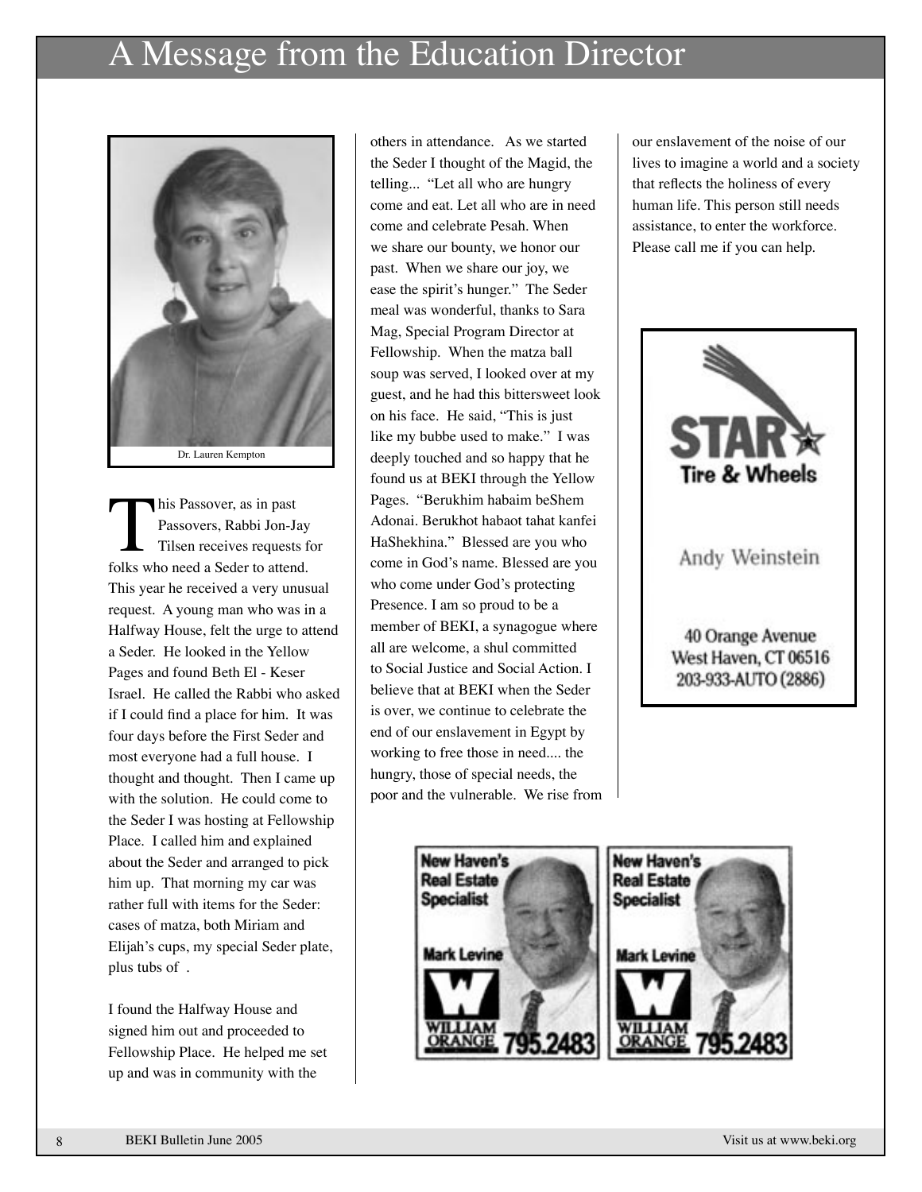# A Message from the Education Director

Dr. Lauren Kempton

This Passover, as in past Passovers, Rabbi Jon-Jay Tilsen receives requests for folks who need a Seder to attend. This year he received a very unusual request. A young man who was in a Halfway House, felt the urge to attend a Seder. He looked in the Yellow Pages and found Beth El - Keser Israel. He called the Rabbi who asked if I could find a place for him. It was four days before the First Seder and most everyone had a full house. I thought and thought. Then I came up with the solution. He could come to the Seder I was hosting at Fellowship Place. I called him and explained about the Seder and arranged to pick him up. That morning my car was rather full with items for the Seder: cases of matza, both Miriam and Elijah's cups, my special Seder plate, plus tubs of .

I found the Halfway House and signed him out and proceeded to Fellowship Place. He helped me set up and was in community with the others in attendance. As we started the Seder I thought of the Magid, the telling... "Let all who are hungry come and eat. Let all who are in need come and celebrate Pesah. When we share our bounty, we honor our past. When we share our joy, we ease the spirit's hunger." The Seder meal was wonderful, thanks to Sara Mag, Special Program Director at Fellowship. When the matza ball soup was served, I looked over at my guest, and he had this bittersweet look on his face. He said, "This is just like my bubbe used to make." I was deeply touched and so happy that he found us at BEKI through the Yellow Pages. "Berukhim habaim beShem Adonai. Berukhot habaot tahat kanfei HaShekhina." Blessed are you who come in God's name. Blessed are you who come under God's protecting Presence. I am so proud to be a member of BEKI, a synagogue where all are welcome, a shul committed to Social Justice and Social Action. I believe that at BEKI when the Seder is over, we continue to celebrate the end of our enslavement in Egypt by working to free those in need.... the hungry, those of special needs, the poor and the vulnerable. We rise from our enslavement of the noise of our lives to imagine a world and a society that reflects the holiness of every human life. This person still needs assistance, to enter the workforce. Please call me if you can help.

STAR Tire & Wheels

Andy Weinstein

40 Orange Avenue
West Haven, CT 06516
203-933-AUTO (2886)

New Haven's Real Estate Specialist
Mark Levine
William Orange 795.2483

New Haven's Real Estate Specialist
Mark Levine
William Orange 795.2483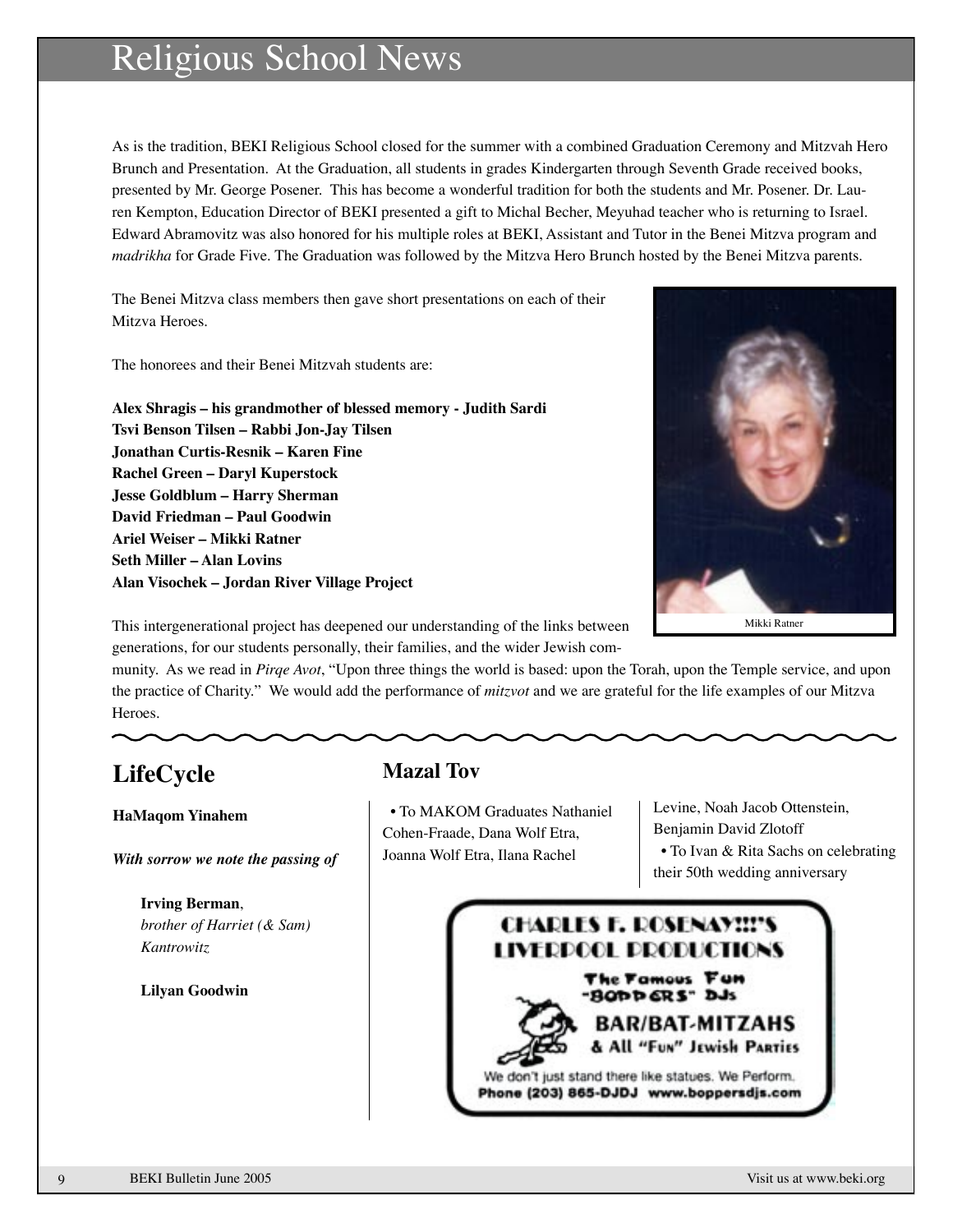# Religious School News

As is the tradition, BEKI Religious School closed for the summer with a combined Graduation Ceremony and Mitzvah Hero Brunch and Presentation. At the Graduation, all students in grades Kindergarten through Seventh Grade received books, presented by Mr. George Posener. This has become a wonderful tradition for both the students and Mr. Posener. Dr. Lauren Kempton, Education Director of BEKI presented a gift to Michal Becher, Meyuhad teacher who is returning to Israel. Edward Abramovitz was also honored for his multiple roles at BEKI, Assistant and Tutor in the Benei Mitzva program and *madrikha* for Grade Five. The Graduation was followed by the Mitzva Hero Brunch hosted by the Benei Mitzva parents.

The Benei Mitzva class members then gave short presentations on each of their Mitzva Heroes.

The honorees and their Benei Mitzvah students are:

**Alex Shragis – his grandmother of blessed memory - Judith Sardi**
**Tsvi Benson Tilsen – Rabbi Jon-Jay Tilsen**
**Jonathan Curtis-Resnik – Karen Fine**
**Rachel Green – Daryl Kuperstock**
**Jesse Goldblum – Harry Sherman**
**David Friedman – Paul Goodwin**
**Ariel Weiser – Mikki Ratner**
**Seth Miller – Alan Lovins**
**Alan Visochek – Jordan River Village Project**

Mikki Ratner

This intergenerational project has deepened our understanding of the links between generations, for our students personally, their families, and the wider Jewish community. As we read in *Pirqe Avot*, "Upon three things the world is based: upon the Torah, upon the Temple service, and upon the practice of Charity." We would add the performance of *mitzvot* and we are grateful for the life examples of our Mitzva Heroes.

## LifeCycle

**HaMaqom Yinahem**

***With sorrow we note the passing of***

**Irving Berman**, *brother of Harriet (& Sam) Kantrowitz*

**Lilyan Goodwin**

## Mazal Tov

- To MAKOM Graduates Nathaniel Cohen-Fraade, Dana Wolf Etra, Joanna Wolf Etra, Ilana Rachel Levine, Noah Jacob Ottenstein, Benjamin David Zlotoff
- To Ivan & Rita Sachs on celebrating their 50th wedding anniversary

CHARLES F. ROSENAY!!!'S LIVERPOOL PRODUCTIONS

The Famous Fun "BOPPERS" DJs

BAR/BAT-MITZAHS & All "FUN" Jewish Parties

We don't just stand there like statues. We Perform.
Phone (203) 865-DJDJ www.boppersdjs.com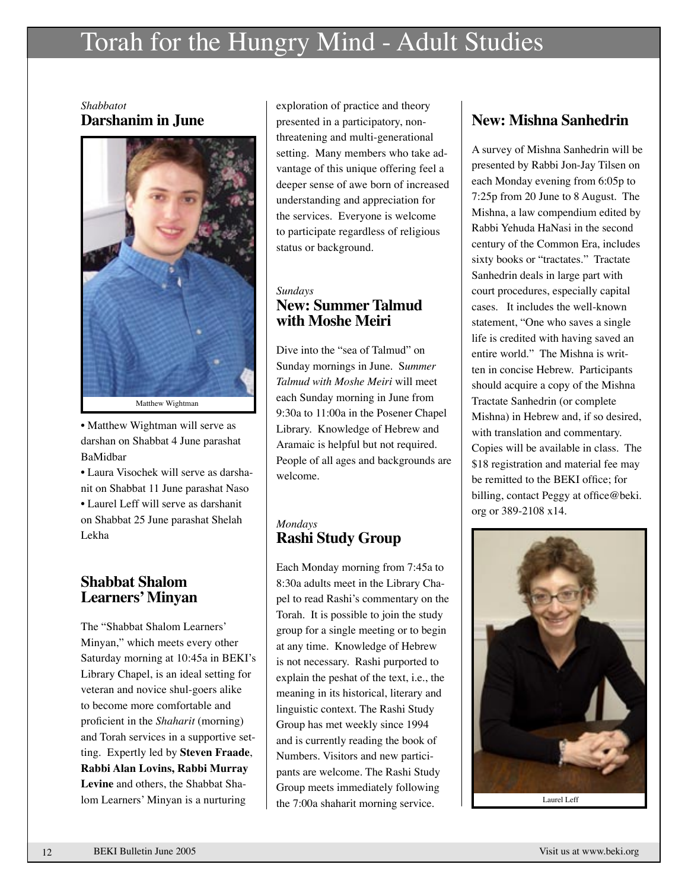# Torah for the Hungry Mind - Adult Studies

*Shabbatot*

## Darshanim in June

Matthew Wightman

- Matthew Wightman will serve as darshan on Shabbat 4 June parashat BaMidbar
- Laura Visochek will serve as darshanit on Shabbat 11 June parashat Naso
- Laurel Leff will serve as darshanit on Shabbat 25 June parashat Shelah Lekha

## Shabbat Shalom Learners' Minyan

The "Shabbat Shalom Learners' Minyan," which meets every other Saturday morning at 10:45a in BEKI's Library Chapel, is an ideal setting for veteran and novice shul-goers alike to become more comfortable and proficient in the *Shaharit* (morning) and Torah services in a supportive setting. Expertly led by **Steven Fraade**, **Rabbi Alan Lovins, Rabbi Murray Levine** and others, the Shabbat Shalom Learners' Minyan is a nurturing exploration of practice and theory presented in a participatory, non-threatening and multi-generational setting. Many members who take advantage of this unique offering feel a deeper sense of awe born of increased understanding and appreciation for the services. Everyone is welcome to participate regardless of religious status or background.

*Sundays*

## New: Summer Talmud with Moshe Meiri

Dive into the "sea of Talmud" on Sunday mornings in June. *Summer Talmud with Moshe Meiri* will meet each Sunday morning in June from 9:30a to 11:00a in the Posener Chapel Library. Knowledge of Hebrew and Aramaic is helpful but not required. People of all ages and backgrounds are welcome.

*Mondays*

## Rashi Study Group

Each Monday morning from 7:45a to 8:30a adults meet in the Library Chapel to read Rashi's commentary on the Torah. It is possible to join the study group for a single meeting or to begin at any time. Knowledge of Hebrew is not necessary. Rashi purported to explain the peshat of the text, i.e., the meaning in its historical, literary and linguistic context. The Rashi Study Group has met weekly since 1994 and is currently reading the book of Numbers. Visitors and new participants are welcome. The Rashi Study Group meets immediately following the 7:00a shaharit morning service.

## New: Mishna Sanhedrin

A survey of Mishna Sanhedrin will be presented by Rabbi Jon-Jay Tilsen on each Monday evening from 6:05p to 7:25p from 20 June to 8 August. The Mishna, a law compendium edited by Rabbi Yehuda HaNasi in the second century of the Common Era, includes sixty books or "tractates." Tractate Sanhedrin deals in large part with court procedures, especially capital cases. It includes the well-known statement, "One who saves a single life is credited with having saved an entire world." The Mishna is written in concise Hebrew. Participants should acquire a copy of the Mishna Tractate Sanhedrin (or complete Mishna) in Hebrew and, if so desired, with translation and commentary. Copies will be available in class. The $18 registration and material fee may be remitted to the BEKI office; for billing, contact Peggy at office@beki.org or 389-2108 x14.

Laurel Leff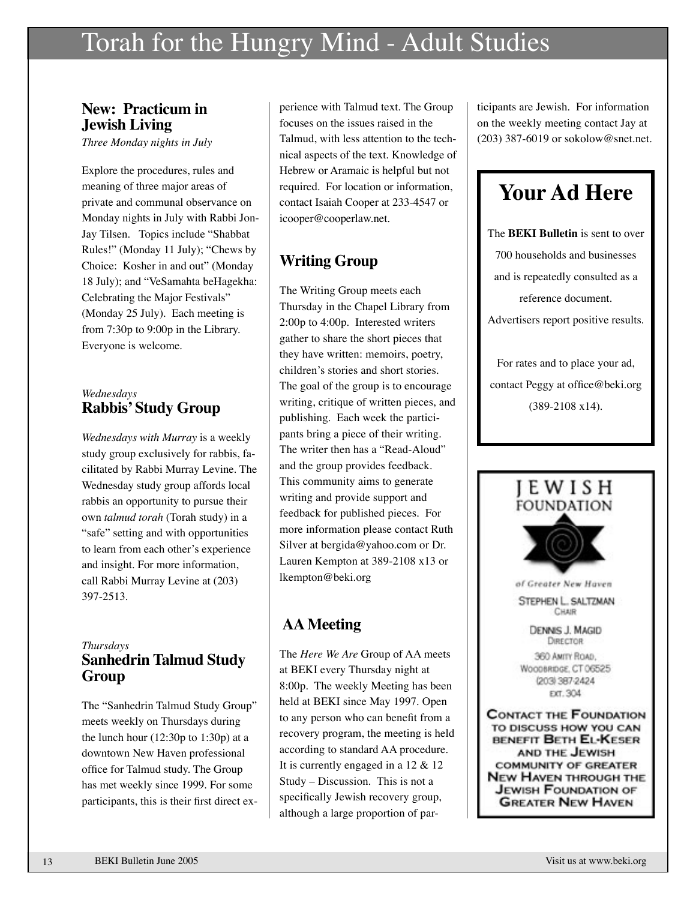# Torah for the Hungry Mind - Adult Studies

## New: Practicum in Jewish Living

*Three Monday nights in July*

Explore the procedures, rules and meaning of three major areas of private and communal observance on Monday nights in July with Rabbi Jon-Jay Tilsen. Topics include "Shabbat Rules!" (Monday 11 July); "Chews by Choice: Kosher in and out" (Monday 18 July); and "VeSamahta beHagekha: Celebrating the Major Festivals" (Monday 25 July). Each meeting is from 7:30p to 9:00p in the Library. Everyone is welcome.

*Wednesdays*

## Rabbis' Study Group

*Wednesdays with Murray* is a weekly study group exclusively for rabbis, facilitated by Rabbi Murray Levine. The Wednesday study group affords local rabbis an opportunity to pursue their own *talmud torah* (Torah study) in a "safe" setting and with opportunities to learn from each other's experience and insight. For more information, call Rabbi Murray Levine at (203) 397-2513.

*Thursdays*

## Sanhedrin Talmud Study Group

The "Sanhedrin Talmud Study Group" meets weekly on Thursdays during the lunch hour (12:30p to 1:30p) at a downtown New Haven professional office for Talmud study. The Group has met weekly since 1999. For some participants, this is their first direct experience with Talmud text. The Group focuses on the issues raised in the Talmud, with less attention to the technical aspects of the text. Knowledge of Hebrew or Aramaic is helpful but not required. For location or information, contact Isaiah Cooper at 233-4547 or icooper@cooperlaw.net.

## Writing Group

The Writing Group meets each Thursday in the Chapel Library from 2:00p to 4:00p. Interested writers gather to share the short pieces that they have written: memoirs, poetry, children's stories and short stories. The goal of the group is to encourage writing, critique of written pieces, and publishing. Each week the participants bring a piece of their writing. The writer then has a "Read-Aloud" and the group provides feedback. This community aims to generate writing and provide support and feedback for published pieces. For more information please contact Ruth Silver at bergida@yahoo.com or Dr. Lauren Kempton at 389-2108 x13 or lkempton@beki.org

## AA Meeting

The *Here We Are* Group of AA meets at BEKI every Thursday night at 8:00p. The weekly Meeting has been held at BEKI since May 1997. Open to any person who can benefit from a recovery program, the meeting is held according to standard AA procedure. It is currently engaged in a 12 & 12 Study – Discussion. This is not a specifically Jewish recovery group, although a large proportion of participants are Jewish. For information on the weekly meeting contact Jay at (203) 387-6019 or sokolow@snet.net.

## Your Ad Here

The **BEKI Bulletin** is sent to over 700 households and businesses and is repeatedly consulted as a reference document. Advertisers report positive results.

For rates and to place your ad, contact Peggy at office@beki.org (389-2108 x14).

JEWISH FOUNDATION of Greater New Haven

STEPHEN L. SALTZMAN
CHAIR

DENNIS J. MAGID
DIRECTOR

360 AMITY ROAD,
WOODBRIDGE, CT 06525
(203) 387-2424
EXT. 304

CONTACT THE FOUNDATION TO DISCUSS HOW YOU CAN BENEFIT BETH EL-KESER AND THE JEWISH COMMUNITY OF GREATER NEW HAVEN THROUGH THE JEWISH FOUNDATION OF GREATER NEW HAVEN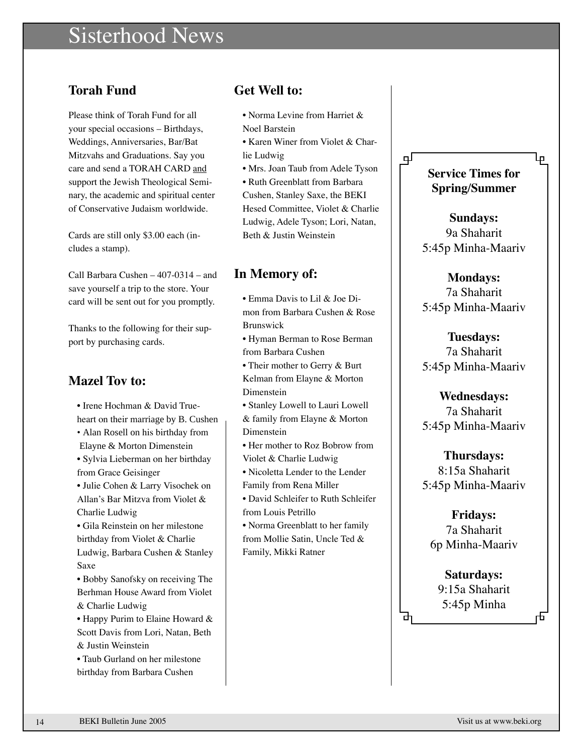# Sisterhood News

## Torah Fund

Please think of Torah Fund for all your special occasions – Birthdays, Weddings, Anniversaries, Bar/Bat Mitzvahs and Graduations. Say you care and send a TORAH CARD and support the Jewish Theological Seminary, the academic and spiritual center of Conservative Judaism worldwide.

Cards are still only $3.00 each (includes a stamp).

Call Barbara Cushen – 407-0314 – and save yourself a trip to the store. Your card will be sent out for you promptly.

Thanks to the following for their support by purchasing cards.

## Mazel Tov to:

- Irene Hochman & David Trueheart on their marriage by B. Cushen
- Alan Rosell on his birthday from Elayne & Morton Dimenstein
- Sylvia Lieberman on her birthday from Grace Geisinger
- Julie Cohen & Larry Visochek on Allan's Bar Mitzva from Violet & Charlie Ludwig
- Gila Reinstein on her milestone birthday from Violet & Charlie Ludwig, Barbara Cushen & Stanley Saxe
- Bobby Sanofsky on receiving The Berhman House Award from Violet & Charlie Ludwig
- Happy Purim to Elaine Howard & Scott Davis from Lori, Natan, Beth & Justin Weinstein
- Taub Gurland on her milestone birthday from Barbara Cushen

## Get Well to:

- Norma Levine from Harriet & Noel Barstein
- Karen Winer from Violet & Charlie Ludwig
- Mrs. Joan Taub from Adele Tyson
- Ruth Greenblatt from Barbara Cushen, Stanley Saxe, the BEKI Hesed Committee, Violet & Charlie Ludwig, Adele Tyson; Lori, Natan, Beth & Justin Weinstein

## In Memory of:

- Emma Davis to Lil & Joe Dimon from Barbara Cushen & Rose Brunswick
- Hyman Berman to Rose Berman from Barbara Cushen
- Their mother to Gerry & Burt Kelman from Elayne & Morton Dimenstein
- Stanley Lowell to Lauri Lowell & family from Elayne & Morton Dimenstein
- Her mother to Roz Bobrow from Violet & Charlie Ludwig
- Nicoletta Lender to the Lender Family from Rena Miller
- David Schleifer to Ruth Schleifer from Louis Petrillo
- Norma Greenblatt to her family from Mollie Satin, Uncle Ted & Family, Mikki Ratner

**Service Times for Spring/Summer**

**Sundays:**
9a Shaharit
5:45p Minha-Maariv

**Mondays:**
7a Shaharit
5:45p Minha-Maariv

**Tuesdays:**
7a Shaharit
5:45p Minha-Maariv

**Wednesdays:**
7a Shaharit
5:45p Minha-Maariv

**Thursdays:**
8:15a Shaharit
5:45p Minha-Maariv

**Fridays:**
7a Shaharit
6p Minha-Maariv

**Saturdays:**
9:15a Shaharit
5:45p Minha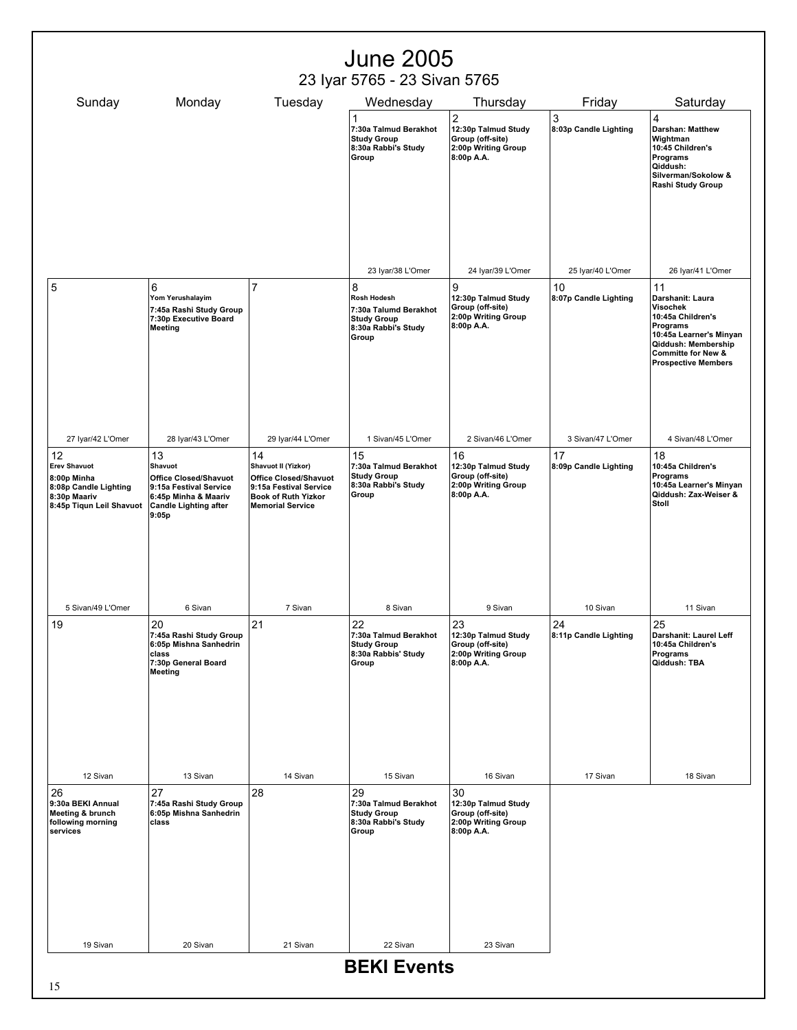# June 2005

## 23 Iyar 5765 - 23 Sivan 5765

| Sunday | Monday | Tuesday | Wednesday | Thursday | Friday | Saturday |
|---|---|---|---|---|---|---|
| | | | 1<br>**7:30a Talmud Berakhot Study Group**<br>**8:30a Rabbi's Study Group**<br><br>23 Iyar/38 L'Omer | 2<br>**12:30p Talmud Study Group (off-site)**<br>**2:00p Writing Group**<br>**8:00p A.A.**<br><br>24 Iyar/39 L'Omer | 3<br>**8:03p Candle Lighting**<br><br>25 Iyar/40 L'Omer | 4<br>**Darshan: Matthew Wightman**<br>**10:45 Children's Programs**<br>**Qiddush: Silverman/Sokolow & Rashi Study Group**<br><br>26 Iyar/41 L'Omer |
| 5<br><br>27 Iyar/42 L'Omer | 6<br>**Yom Yerushalayim**<br>**7:45a Rashi Study Group**<br>**7:30p Executive Board Meeting**<br><br>28 Iyar/43 L'Omer | 7<br><br>29 Iyar/44 L'Omer | 8<br>**Rosh Hodesh**<br>**7:30a Talumd Berakhot Study Group**<br>**8:30a Rabbi's Study Group**<br><br>1 Sivan/45 L'Omer | 9<br>**12:30p Talmud Study Group (off-site)**<br>**2:00p Writing Group**<br>**8:00p A.A.**<br><br>2 Sivan/46 L'Omer | 10<br>**8:07p Candle Lighting**<br><br>3 Sivan/47 L'Omer | 11<br>**Darshanit: Laura Visochek**<br>**10:45a Children's Programs**<br>**10:45a Learner's Minyan**<br>**Qiddush: Membership Committe for New & Prospective Members**<br><br>4 Sivan/48 L'Omer |
| 12<br>**Erev Shavuot**<br>**8:00p Minha**<br>**8:08p Candle Lighting**<br>**8:30p Maariv**<br>**8:45p Tiqun Leil Shavuot**<br><br>5 Sivan/49 L'Omer | 13<br>**Shavuot**<br>**Office Closed/Shavuot**<br>**9:15a Festival Service**<br>**6:45p Minha & Maariv**<br>**Candle Lighting after 9:05p**<br><br>6 Sivan | 14<br>**Shavuot II (Yizkor)**<br>**Office Closed/Shavuot**<br>**9:15a Festival Service**<br>**Book of Ruth Yizkor Memorial Service**<br><br>7 Sivan | 15<br>**7:30a Talmud Berakhot Study Group**<br>**8:30a Rabbi's Study Group**<br><br>8 Sivan | 16<br>**12:30p Talmud Study Group (off-site)**<br>**2:00p Writing Group**<br>**8:00p A.A.**<br><br>9 Sivan | 17<br>**8:09p Candle Lighting**<br><br>10 Sivan | 18<br>**10:45a Children's Programs**<br>**10:45a Learner's Minyan**<br>**Qiddush: Zax-Weiser & Stoll**<br><br>11 Sivan |
| 19<br><br>12 Sivan | 20<br>**7:45a Rashi Study Group**<br>**6:05p Mishna Sanhedrin class**<br>**7:30p General Board Meeting**<br><br>13 Sivan | 21<br><br>14 Sivan | 22<br>**7:30a Talmud Berakhot Study Group**<br>**8:30a Rabbis' Study Group**<br><br>15 Sivan | 23<br>**12:30p Talmud Study Group (off-site)**<br>**2:00p Writing Group**<br>**8:00p A.A.**<br><br>16 Sivan | 24<br>**8:11p Candle Lighting**<br><br>17 Sivan | 25<br>**Darshanit: Laurel Leff**<br>**10:45a Children's Programs**<br>**Qiddush: TBA**<br><br>18 Sivan |
| 26<br>**9:30a BEKI Annual Meeting & brunch following morning services**<br><br>19 Sivan | 27<br>**7:45a Rashi Study Group**<br>**6:05p Mishna Sanhedrin class**<br><br>20 Sivan | 28<br><br>21 Sivan | 29<br>**7:30a Talmud Berakhot Study Group**<br>**8:30a Rabbi's Study Group**<br><br>22 Sivan | 30<br>**12:30p Talmud Study Group (off-site)**<br>**2:00p Writing Group**<br>**8:00p A.A.**<br><br>23 Sivan | | |

## BEKI Events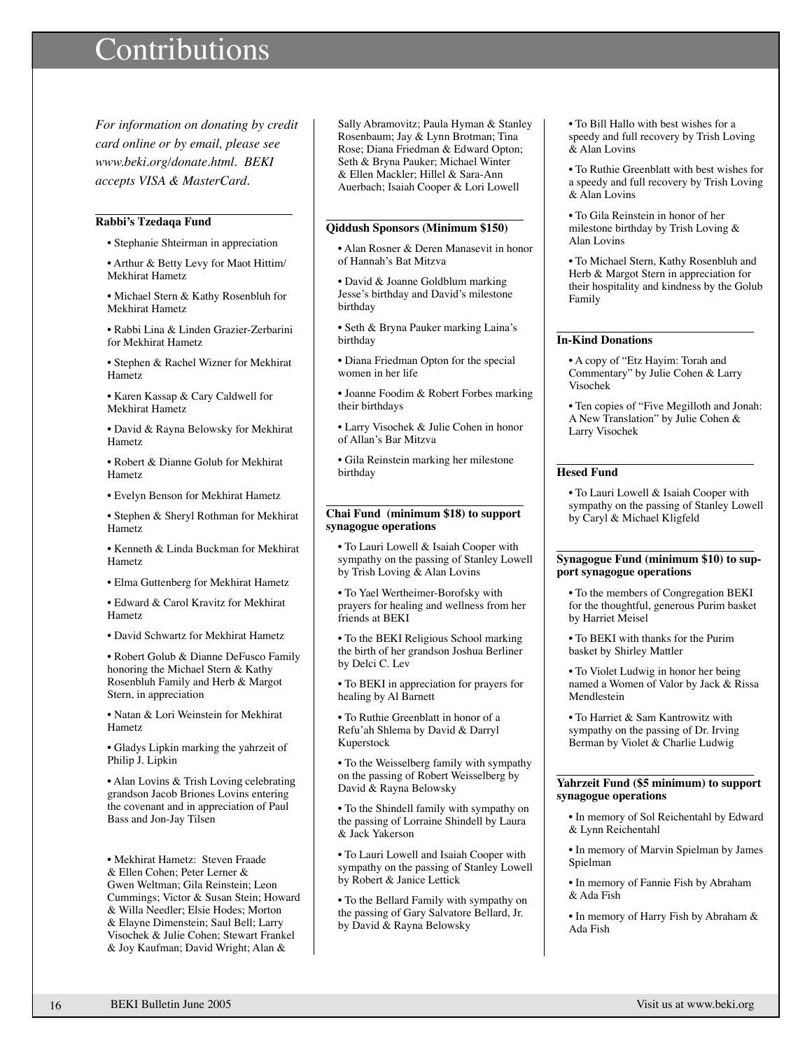# Contributions

*For information on donating by credit card online or by email, please see www.beki.org/donate.html. BEKI accepts VISA & MasterCard.*

### Rabbi's Tzedaqa Fund

- Stephanie Shteirman in appreciation
- Arthur & Betty Levy for Maot Hittim/ Mekhirat Hametz
- Michael Stern & Kathy Rosenbluh for Mekhirat Hametz
- Rabbi Lina & Linden Grazier-Zerbarini for Mekhirat Hametz
- Stephen & Rachel Wizner for Mekhirat Hametz
- Karen Kassap & Cary Caldwell for Mekhirat Hametz
- David & Rayna Belowsky for Mekhirat Hametz
- Robert & Dianne Golub for Mekhirat Hametz
- Evelyn Benson for Mekhirat Hametz
- Stephen & Sheryl Rothman for Mekhirat Hametz
- Kenneth & Linda Buckman for Mekhirat Hametz
- Elma Guttenberg for Mekhirat Hametz
- Edward & Carol Kravitz for Mekhirat Hametz
- David Schwartz for Mekhirat Hametz
- Robert Golub & Dianne DeFusco Family honoring the Michael Stern & Kathy Rosenbluh Family and Herb & Margot Stern, in appreciation
- Natan & Lori Weinstein for Mekhirat Hametz
- Gladys Lipkin marking the yahrzeit of Philip J. Lipkin
- Alan Lovins & Trish Loving celebrating grandson Jacob Briones Lovins entering the covenant and in appreciation of Paul Bass and Jon-Jay Tilsen
- Mekhirat Hametz: Steven Fraade & Ellen Cohen; Peter Lerner & Gwen Weltman; Gila Reinstein; Leon Cummings; Victor & Susan Stein; Howard & Willa Needler; Elsie Hodes; Morton & Elayne Dimenstein; Saul Bell; Larry Visochek & Julie Cohen; Stewart Frankel & Joy Kaufman; David Wright; Alan & Sally Abramovitz; Paula Hyman & Stanley Rosenbaum; Jay & Lynn Brotman; Tina Rose; Diana Friedman & Edward Opton; Seth & Bryna Pauker; Michael Winter & Ellen Mackler; Hillel & Sara-Ann Auerbach; Isaiah Cooper & Lori Lowell

### Qiddush Sponsors (Minimum $150)

- Alan Rosner & Deren Manasevit in honor of Hannah's Bat Mitzva
- David & Joanne Goldblum marking Jesse's birthday and David's milestone birthday
- Seth & Bryna Pauker marking Laina's birthday
- Diana Friedman Opton for the special women in her life
- Joanne Foodim & Robert Forbes marking their birthdays
- Larry Visochek & Julie Cohen in honor of Allan's Bar Mitzva
- Gila Reinstein marking her milestone birthday

### Chai Fund (minimum $18) to support synagogue operations

- To Lauri Lowell & Isaiah Cooper with sympathy on the passing of Stanley Lowell by Trish Loving & Alan Lovins
- To Yael Wertheimer-Borofsky with prayers for healing and wellness from her friends at BEKI
- To the BEKI Religious School marking the birth of her grandson Joshua Berliner by Delci C. Lev
- To BEKI in appreciation for prayers for healing by Al Barnett
- To Ruthie Greenblatt in honor of a Refu'ah Shlema by David & Darryl Kuperstock
- To the Weisselberg family with sympathy on the passing of Robert Weisselberg by David & Rayna Belowsky
- To the Shindell family with sympathy on the passing of Lorraine Shindell by Laura & Jack Yakerson
- To Lauri Lowell and Isaiah Cooper with sympathy on the passing of Stanley Lowell by Robert & Janice Lettick
- To the Bellard Family with sympathy on the passing of Gary Salvatore Bellard, Jr. by David & Rayna Belowsky
- To Bill Hallo with best wishes for a speedy and full recovery by Trish Loving & Alan Lovins
- To Ruthie Greenblatt with best wishes for a speedy and full recovery by Trish Loving & Alan Lovins
- To Gila Reinstein in honor of her milestone birthday by Trish Loving & Alan Lovins
- To Michael Stern, Kathy Rosenbluh and Herb & Margot Stern in appreciation for their hospitality and kindness by the Golub Family

### In-Kind Donations

- A copy of "Etz Hayim: Torah and Commentary" by Julie Cohen & Larry Visochek
- Ten copies of "Five Megilloth and Jonah: A New Translation" by Julie Cohen & Larry Visochek

### Hesed Fund

- To Lauri Lowell & Isaiah Cooper with sympathy on the passing of Stanley Lowell by Caryl & Michael Kligfeld

### Synagogue Fund (minimum $10) to support synagogue operations

- To the members of Congregation BEKI for the thoughtful, generous Purim basket by Harriet Meisel
- To BEKI with thanks for the Purim basket by Shirley Mattler
- To Violet Ludwig in honor her being named a Women of Valor by Jack & Rissa Mendlestein
- To Harriet & Sam Kantrowitz with sympathy on the passing of Dr. Irving Berman by Violet & Charlie Ludwig

### Yahrzeit Fund ($5 minimum) to support synagogue operations

- In memory of Sol Reichentahl by Edward & Lynn Reichentahl
- In memory of Marvin Spielman by James Spielman
- In memory of Fannie Fish by Abraham & Ada Fish
- In memory of Harry Fish by Abraham & Ada Fish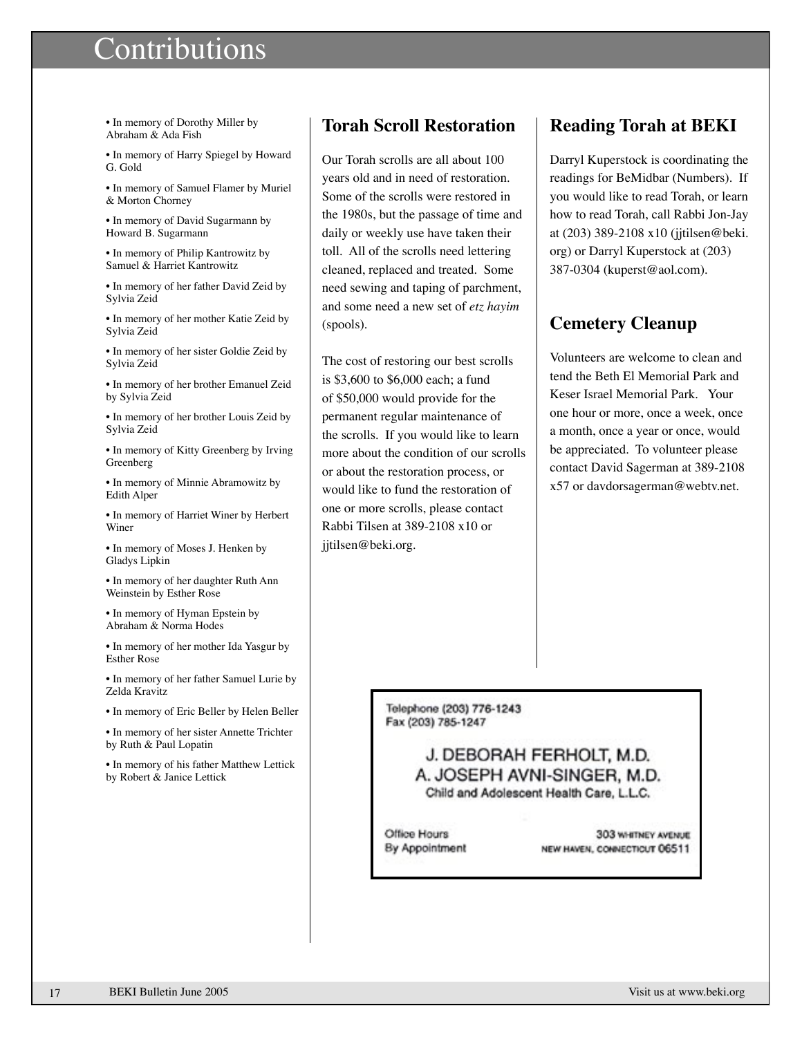# Contributions

- In memory of Dorothy Miller by Abraham & Ada Fish
- In memory of Harry Spiegel by Howard G. Gold
- In memory of Samuel Flamer by Muriel & Morton Chorney
- In memory of David Sugarmann by Howard B. Sugarmann
- In memory of Philip Kantrowitz by Samuel & Harriet Kantrowitz
- In memory of her father David Zeid by Sylvia Zeid
- In memory of her mother Katie Zeid by Sylvia Zeid
- In memory of her sister Goldie Zeid by Sylvia Zeid
- In memory of her brother Emanuel Zeid by Sylvia Zeid
- In memory of her brother Louis Zeid by Sylvia Zeid
- In memory of Kitty Greenberg by Irving Greenberg
- In memory of Minnie Abramowitz by Edith Alper
- In memory of Harriet Winer by Herbert Winer
- In memory of Moses J. Henken by Gladys Lipkin
- In memory of her daughter Ruth Ann Weinstein by Esther Rose
- In memory of Hyman Epstein by Abraham & Norma Hodes
- In memory of her mother Ida Yasgur by Esther Rose
- In memory of her father Samuel Lurie by Zelda Kravitz
- In memory of Eric Beller by Helen Beller
- In memory of her sister Annette Trichter by Ruth & Paul Lopatin
- In memory of his father Matthew Lettick by Robert & Janice Lettick

## Torah Scroll Restoration

Our Torah scrolls are all about 100 years old and in need of restoration. Some of the scrolls were restored in the 1980s, but the passage of time and daily or weekly use have taken their toll. All of the scrolls need lettering cleaned, replaced and treated. Some need sewing and taping of parchment, and some need a new set of *etz hayim* (spools).

The cost of restoring our best scrolls is $3,600 to $6,000 each; a fund of $50,000 would provide for the permanent regular maintenance of the scrolls. If you would like to learn more about the condition of our scrolls or about the restoration process, or would like to fund the restoration of one or more scrolls, please contact Rabbi Tilsen at 389-2108 x10 or jjtilsen@beki.org.

## Reading Torah at BEKI

Darryl Kuperstock is coordinating the readings for BeMidbar (Numbers). If you would like to read Torah, or learn how to read Torah, call Rabbi Jon-Jay at (203) 389-2108 x10 (jjtilsen@beki.org) or Darryl Kuperstock at (203) 387-0304 (kuperst@aol.com).

## Cemetery Cleanup

Volunteers are welcome to clean and tend the Beth El Memorial Park and Keser Israel Memorial Park. Your one hour or more, once a week, once a month, once a year or once, would be appreciated. To volunteer please contact David Sagerman at 389-2108 x57 or davdorsagerman@webtv.net.

Telephone (203) 776-1243
Fax (203) 785-1247

J. DEBORAH FERHOLT, M.D.
A. JOSEPH AVNI-SINGER, M.D.
Child and Adolescent Health Care, L.L.C.

Office Hours
By Appointment

303 WHITNEY AVENUE
NEW HAVEN, CONNECTICUT 06511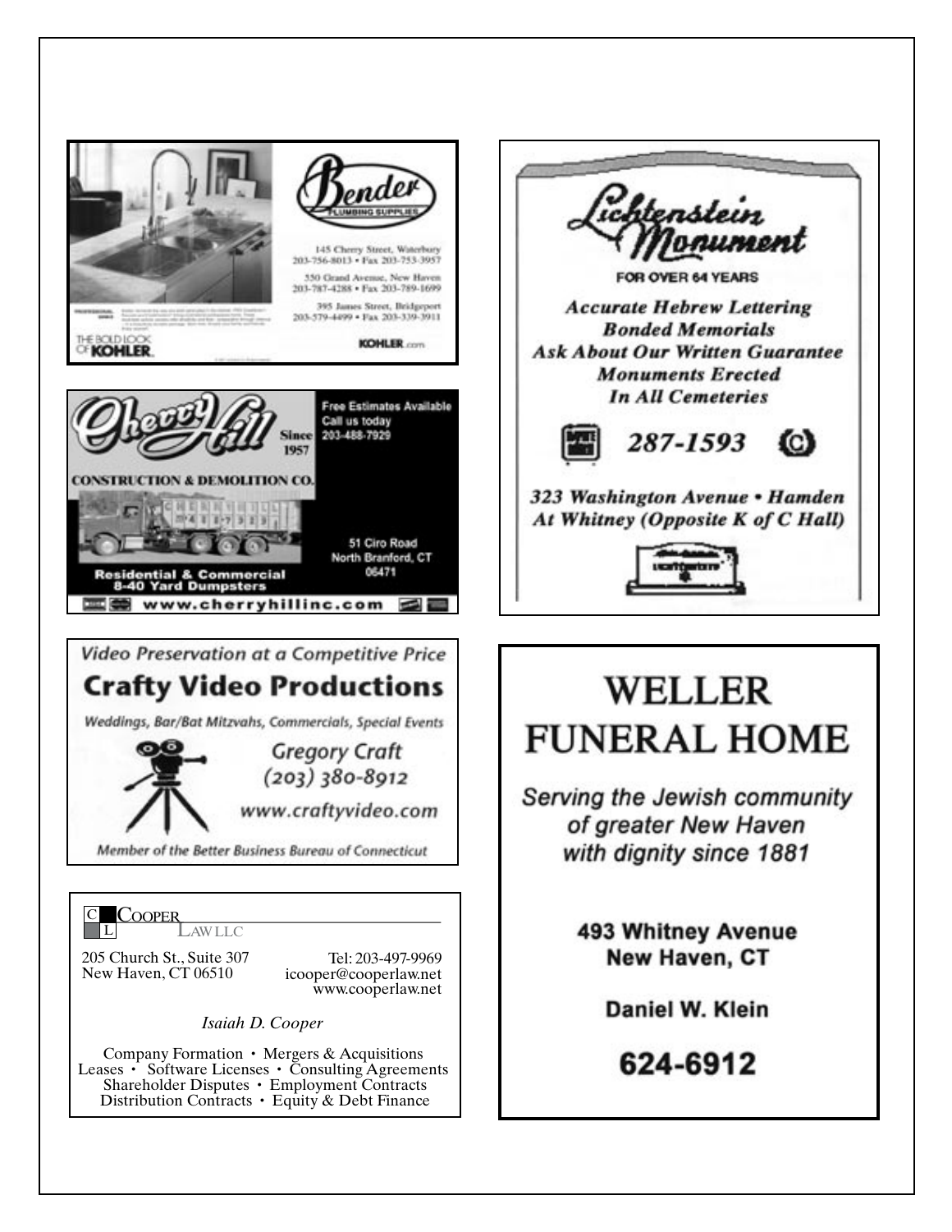**Bender**
PLUMBING SUPPLIES

145 Cherry Street, Waterbury
203-756-8013 • Fax 203-753-3957

550 Grand Avenue, New Haven
203-787-4288 • Fax 203-789-1699

395 James Street, Bridgeport
203-579-4499 • Fax 203-339-3911

THE BOLD LOOK OF KOHLER.

KOHLER.com

---

**Lichtenstein Monument**

FOR OVER 64 YEARS

***Accurate Hebrew Lettering***
***Bonded Memorials***
***Ask About Our Written Guarantee***
***Monuments Erected***
***In All Cemeteries***

***287-1593***

***323 Washington Avenue • Hamden***
***At Whitney (Opposite K of C Hall)***

---

**Cherry Hill**
Since 1957

**CONSTRUCTION & DEMOLITION CO.**

**Free Estimates Available**
**Call us today**
**203-488-7929**

51 Ciro Road
North Branford, CT
06471

**Residential & Commercial**
**8-40 Yard Dumpsters**

**www.cherryhillinc.com**

---

*Video Preservation at a Competitive Price*

**Crafty Video Productions**

*Weddings, Bar/Bat Mitzvahs, Commercials, Special Events*

*Gregory Craft*
*(203) 380-8912*

*www.craftyvideo.com*

*Member of the Better Business Bureau of Connecticut*

---

# WELLER FUNERAL HOME

*Serving the Jewish community of greater New Haven with dignity since 1881*

**493 Whitney Avenue**
**New Haven, CT**

**Daniel W. Klein**

**624-6912**

---

COOPER LAW LLC

205 Church St., Suite 307
New Haven, CT 06510

Tel: 203-497-9969
icooper@cooperlaw.net
www.cooperlaw.net

*Isaiah D. Cooper*

Company Formation • Mergers & Acquisitions
Leases • Software Licenses • Consulting Agreements
Shareholder Disputes • Employment Contracts
Distribution Contracts • Equity & Debt Finance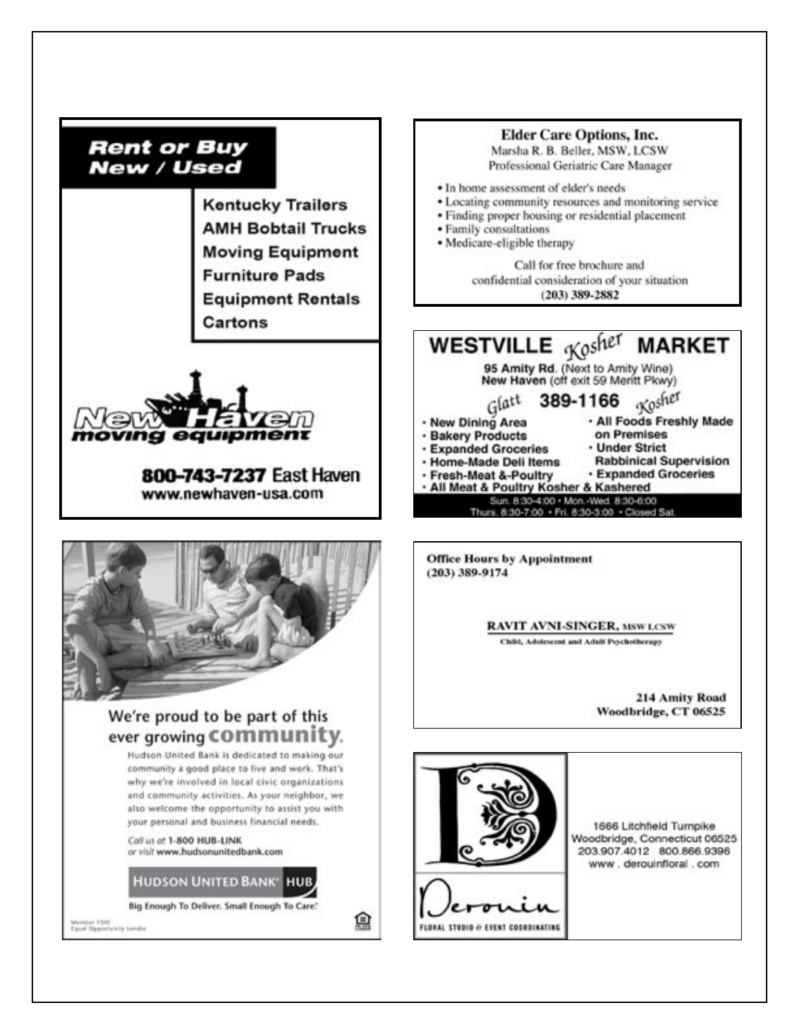**Rent or Buy**
**New / Used**

- Kentucky Trailers
- AMH Bobtail Trucks
- Moving Equipment
- Furniture Pads
- Equipment Rentals
- Cartons

**New Haven moving equipment**

**800-743-7237** East Haven
www.newhaven-usa.com

---

**Elder Care Options, Inc.**
Marsha R. B. Beller, MSW, LCSW
Professional Geriatric Care Manager

- In home assessment of elder's needs
- Locating community resources and monitoring service
- Finding proper housing or residential placement
- Family consultations
- Medicare-eligible therapy

Call for free brochure and
confidential consideration of your situation
**(203) 389-2882**

---

**WESTVILLE *Kosher* MARKET**

**95 Amity Rd.** (Next to Amity Wine)
**New Haven** (off exit 59 Merritt Pkwy)

*Glatt* **389-1166** *Kosher*

- New Dining Area
- Bakery Products
- Expanded Groceries
- Home-Made Deli Items
- Fresh-Meat &-Poultry
- All Foods Freshly Made on Premises
- Under Strict Rabbinical Supervision
- Expanded Groceries
- All Meat & Poultry Kosher & Kashered

Sun. 8:30-4:00 • Mon.-Wed. 8:30-6:00
Thurs. 8:30-7:00 • Fri. 8:30-3:00 • Closed Sat.

---

We're proud to be part of this ever growing **community**.

Hudson United Bank is dedicated to making our community a good place to live and work. That's why we're involved in local civic organizations and community activities. As your neighbor, we also welcome the opportunity to assist you with your personal and business financial needs.

*Call us at* **1-800 HUB-LINK**
*or visit* **www.hudsonunitedbank.com**

**HUDSON UNITED BANK® HUB**

Big Enough To Deliver. Small Enough To Care.

Member FDIC
Equal Opportunity Lender

---

**Office Hours by Appointment**
**(203) 389-9174**

**RAVIT AVNI-SINGER, MSW LCSW**
Child, Adolescent and Adult Psychotherapy

**214 Amity Road**
**Woodbridge, CT 06525**

---

**Derouin**
FLORAL STUDIO & EVENT COORDINATING

1666 Litchfield Turnpike
Woodbridge, Connecticut 06525
203.907.4012 800.866.9396
www . derouinfloral . com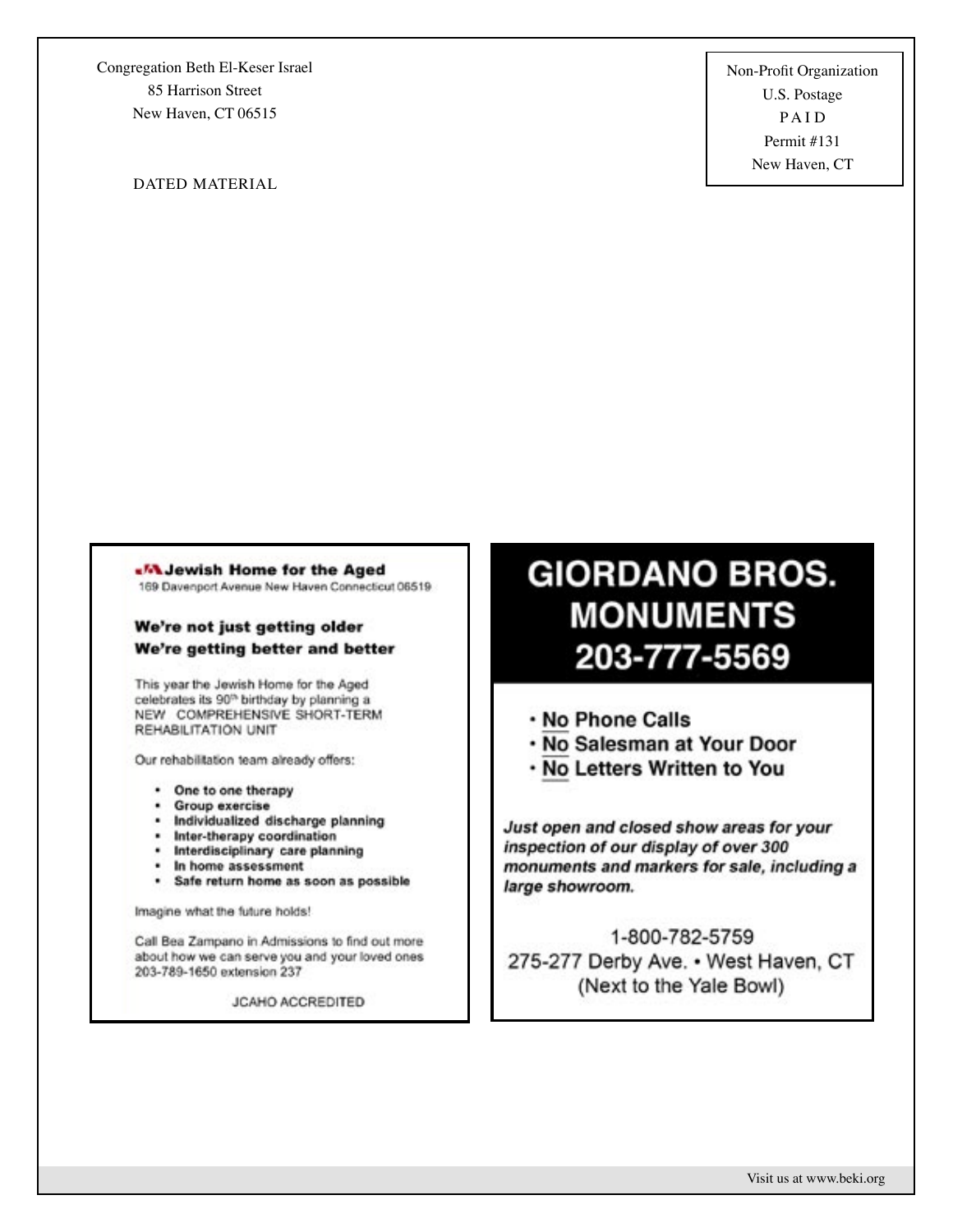Congregation Beth El-Keser Israel
85 Harrison Street
New Haven, CT 06515

DATED MATERIAL

Non-Profit Organization
U.S. Postage
PAID
Permit #131
New Haven, CT

**Jewish Home for the Aged**
169 Davenport Avenue New Haven Connecticut 06519

**We're not just getting older**
**We're getting better and better**

This year the Jewish Home for the Aged celebrates its 90th birthday by planning a NEW COMPREHENSIVE SHORT-TERM REHABILITATION UNIT

Our rehabilitation team already offers:

- **One to one therapy**
- **Group exercise**
- **Individualized discharge planning**
- **Inter-therapy coordination**
- **Interdisciplinary care planning**
- **In home assessment**
- **Safe return home as soon as possible**

Imagine what the future holds!

Call Bea Zampano in Admissions to find out more about how we can serve you and your loved ones 203-789-1650 extension 237

JCAHO ACCREDITED

# GIORDANO BROS. MONUMENTS 203-777-5569

- **No Phone Calls**
- **No Salesman at Your Door**
- **No Letters Written to You**

***Just open and closed show areas for your inspection of our display of over 300 monuments and markers for sale, including a large showroom.***

1-800-782-5759
275-277 Derby Ave. • West Haven, CT
(Next to the Yale Bowl)

Visit us at www.beki.org